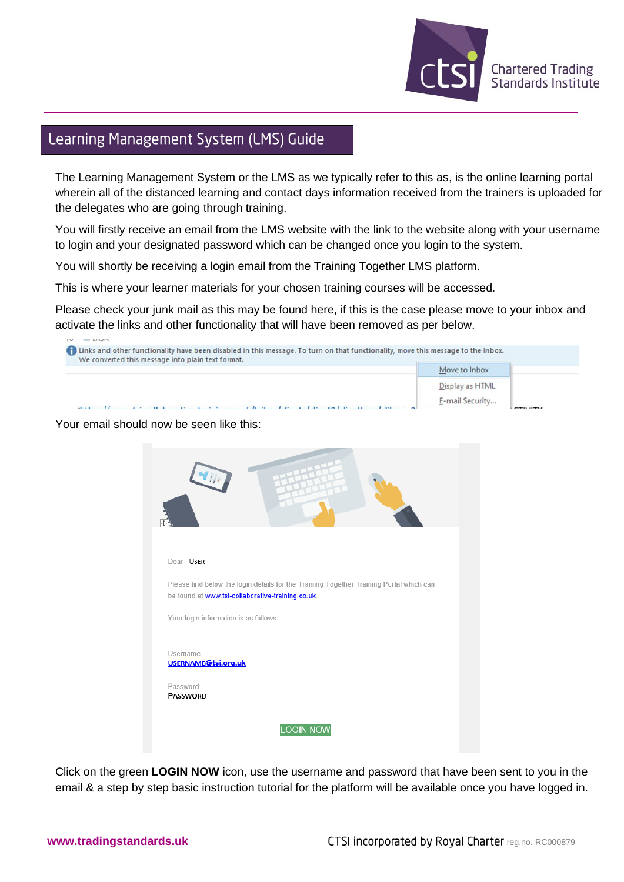# Learning Management System (LMS) Guide

The Learning Management System or the LMS as we typically refer to this as, is the online learning portal wherein all of the distanced learning and contact days information received from the trainers is uploaded for the delegates who are going through training.

You will firstly receive an email from the LMS website with the link to the website along with your username to login and your designated password which can be changed once you login to the system.

You will shortly be receiving a login email from the Training Together LMS platform.

This is where your learner materials for your chosen training courses will be accessed.

Please check your junk mail as this may be found here, if this is the case please move to your inbox and activate the links and other functionality that will have been removed as per below.

Links and other functionality have been disabled in this message. To turn on that functionality, move this message to the Inbox.
We converted this message into plain text format.

Move to Inbox
Display as HTML
E-mail Security...

Your email should now be seen like this:

Dear USER

Please find below the login details for the Training Together Training Portal which can be found at www.tsi-collaborative-training.co.uk

Your login information is as follows:

Username
USERNAME@tsi.org.uk

Password
PASSWORD

LOGIN NOW

Click on the green **LOGIN NOW** icon, use the username and password that have been sent to you in the email & a step by step basic instruction tutorial for the platform will be available once you have logged in.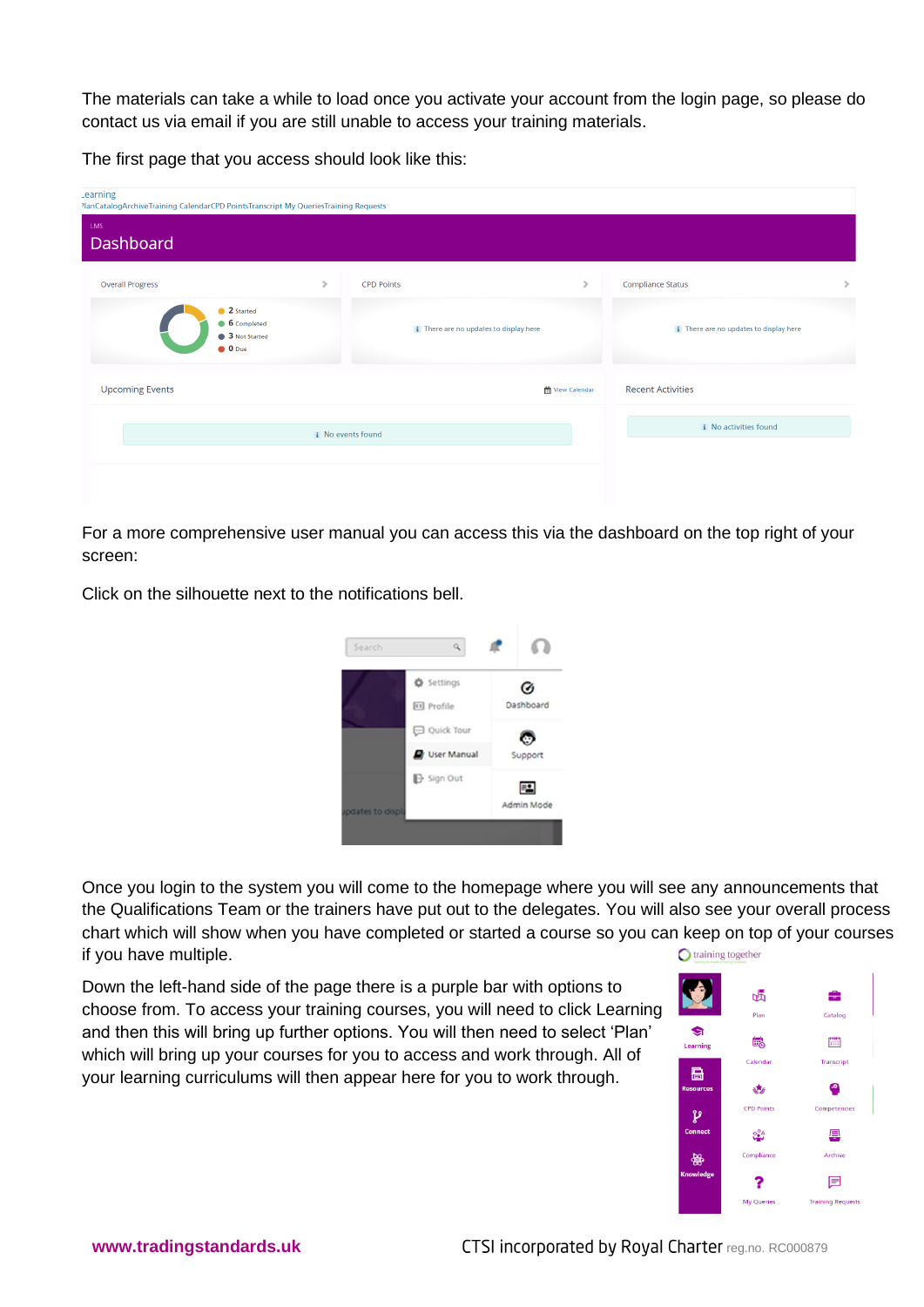The materials can take a while to load once you activate your account from the login page, so please do contact us via email if you are still unable to access your training materials.

The first page that you access should look like this:

For a more comprehensive user manual you can access this via the dashboard on the top right of your screen:

Click on the silhouette next to the notifications bell.

Once you login to the system you will come to the homepage where you will see any announcements that the Qualifications Team or the trainers have put out to the delegates. You will also see your overall process chart which will show when you have completed or started a course so you can keep on top of your courses if you have multiple.

Down the left-hand side of the page there is a purple bar with options to choose from. To access your training courses, you will need to click Learning and then this will bring up further options. You will then need to select 'Plan' which will bring up your courses for you to access and work through. All of your learning curriculums will then appear here for you to work through.

**www.tradingstandards.uk** CTSI incorporated by Royal Charter reg.no. RC000879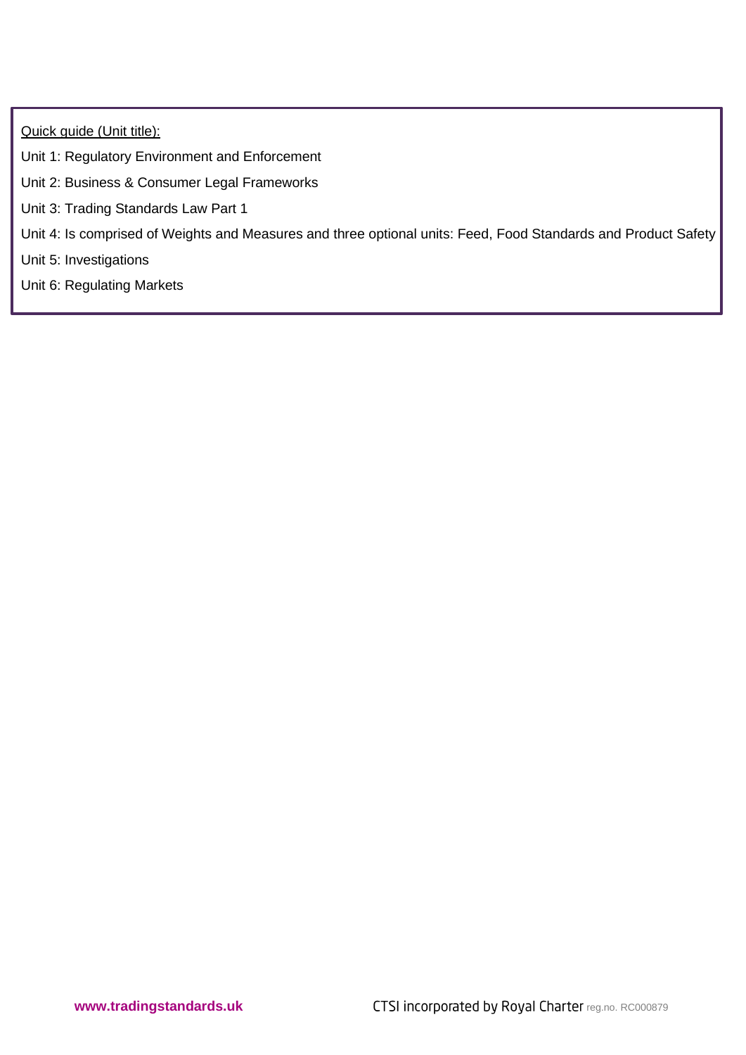Quick guide (Unit title):

Unit 1: Regulatory Environment and Enforcement

Unit 2: Business & Consumer Legal Frameworks

Unit 3: Trading Standards Law Part 1

Unit 4: Is comprised of Weights and Measures and three optional units: Feed, Food Standards and Product Safety

Unit 5: Investigations

Unit 6: Regulating Markets